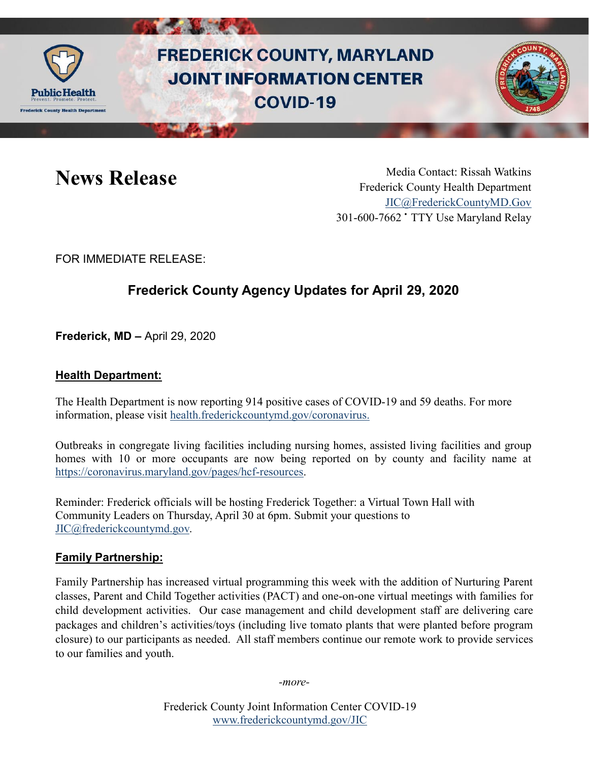# FREDERICK COUNTY, MARYLAND JOINT INFORMATION CENTER COVID-19

# News Release

Media Contact: Rissah Watkins
Frederick County Health Department
JIC@FrederickCountyMD.Gov
301-600-7662 • TTY Use Maryland Relay

FOR IMMEDIATE RELEASE:

## Frederick County Agency Updates for April 29, 2020

**Frederick, MD –** April 29, 2020

### Health Department:

The Health Department is now reporting 914 positive cases of COVID-19 and 59 deaths. For more information, please visit health.frederickcountymd.gov/coronavirus.

Outbreaks in congregate living facilities including nursing homes, assisted living facilities and group homes with 10 or more occupants are now being reported on by county and facility name at https://coronavirus.maryland.gov/pages/hcf-resources.

Reminder: Frederick officials will be hosting Frederick Together: a Virtual Town Hall with Community Leaders on Thursday, April 30 at 6pm. Submit your questions to JIC@frederickcountymd.gov.

### Family Partnership:

Family Partnership has increased virtual programming this week with the addition of Nurturing Parent classes, Parent and Child Together activities (PACT) and one-on-one virtual meetings with families for child development activities. Our case management and child development staff are delivering care packages and children's activities/toys (including live tomato plants that were planted before program closure) to our participants as needed. All staff members continue our remote work to provide services to our families and youth.

*-more-*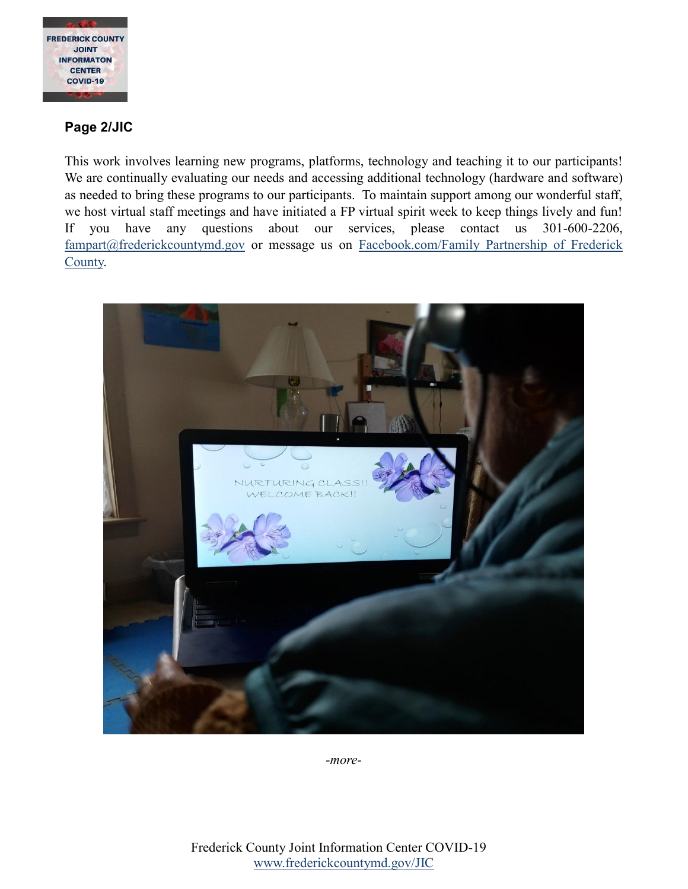**Page 2/JIC**

This work involves learning new programs, platforms, technology and teaching it to our participants! We are continually evaluating our needs and accessing additional technology (hardware and software) as needed to bring these programs to our participants. To maintain support among our wonderful staff, we host virtual staff meetings and have initiated a FP virtual spirit week to keep things lively and fun! If you have any questions about our services, please contact us 301-600-2206, fampart@frederickcountymd.gov or message us on Facebook.com/Family Partnership of Frederick County.

*-more-*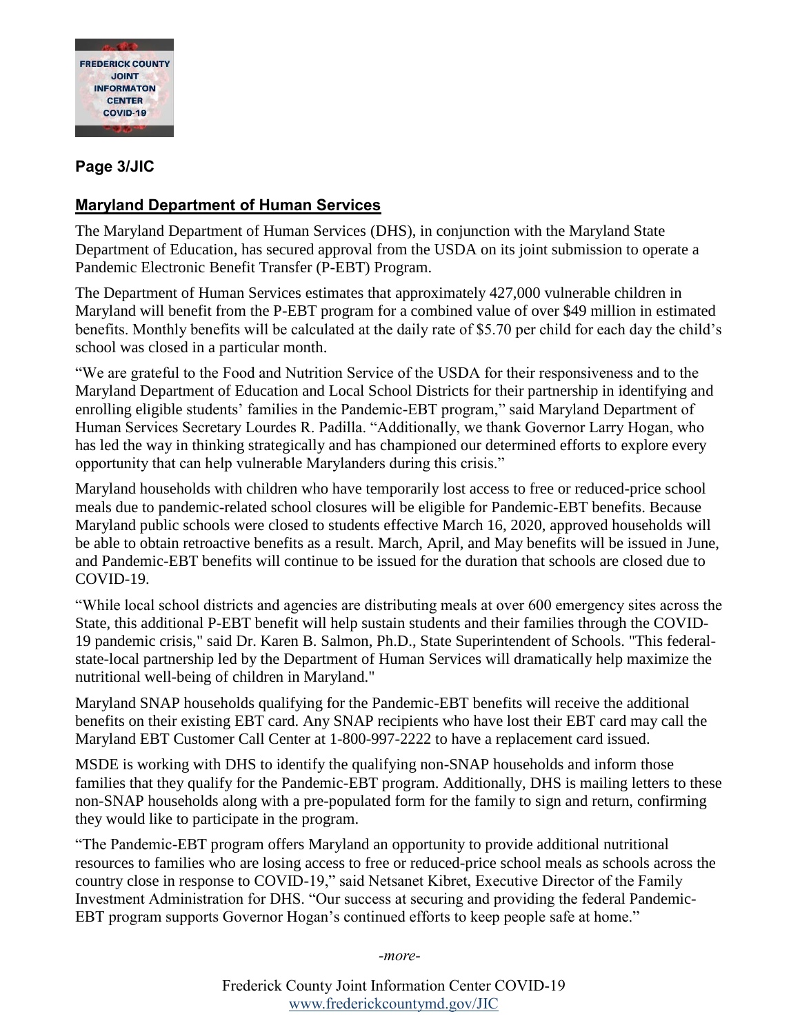## Maryland Department of Human Services

The Maryland Department of Human Services (DHS), in conjunction with the Maryland State Department of Education, has secured approval from the USDA on its joint submission to operate a Pandemic Electronic Benefit Transfer (P-EBT) Program.

The Department of Human Services estimates that approximately 427,000 vulnerable children in Maryland will benefit from the P-EBT program for a combined value of over $49 million in estimated benefits. Monthly benefits will be calculated at the daily rate of $5.70 per child for each day the child's school was closed in a particular month.

"We are grateful to the Food and Nutrition Service of the USDA for their responsiveness and to the Maryland Department of Education and Local School Districts for their partnership in identifying and enrolling eligible students' families in the Pandemic-EBT program," said Maryland Department of Human Services Secretary Lourdes R. Padilla. "Additionally, we thank Governor Larry Hogan, who has led the way in thinking strategically and has championed our determined efforts to explore every opportunity that can help vulnerable Marylanders during this crisis."

Maryland households with children who have temporarily lost access to free or reduced-price school meals due to pandemic-related school closures will be eligible for Pandemic-EBT benefits. Because Maryland public schools were closed to students effective March 16, 2020, approved households will be able to obtain retroactive benefits as a result. March, April, and May benefits will be issued in June, and Pandemic-EBT benefits will continue to be issued for the duration that schools are closed due to COVID-19.

"While local school districts and agencies are distributing meals at over 600 emergency sites across the State, this additional P-EBT benefit will help sustain students and their families through the COVID-19 pandemic crisis," said Dr. Karen B. Salmon, Ph.D., State Superintendent of Schools. "This federal-state-local partnership led by the Department of Human Services will dramatically help maximize the nutritional well-being of children in Maryland."

Maryland SNAP households qualifying for the Pandemic-EBT benefits will receive the additional benefits on their existing EBT card. Any SNAP recipients who have lost their EBT card may call the Maryland EBT Customer Call Center at 1-800-997-2222 to have a replacement card issued.

MSDE is working with DHS to identify the qualifying non-SNAP households and inform those families that they qualify for the Pandemic-EBT program. Additionally, DHS is mailing letters to these non-SNAP households along with a pre-populated form for the family to sign and return, confirming they would like to participate in the program.

"The Pandemic-EBT program offers Maryland an opportunity to provide additional nutritional resources to families who are losing access to free or reduced-price school meals as schools across the country close in response to COVID-19," said Netsanet Kibret, Executive Director of the Family Investment Administration for DHS. "Our success at securing and providing the federal Pandemic-EBT program supports Governor Hogan's continued efforts to keep people safe at home."

*-more-*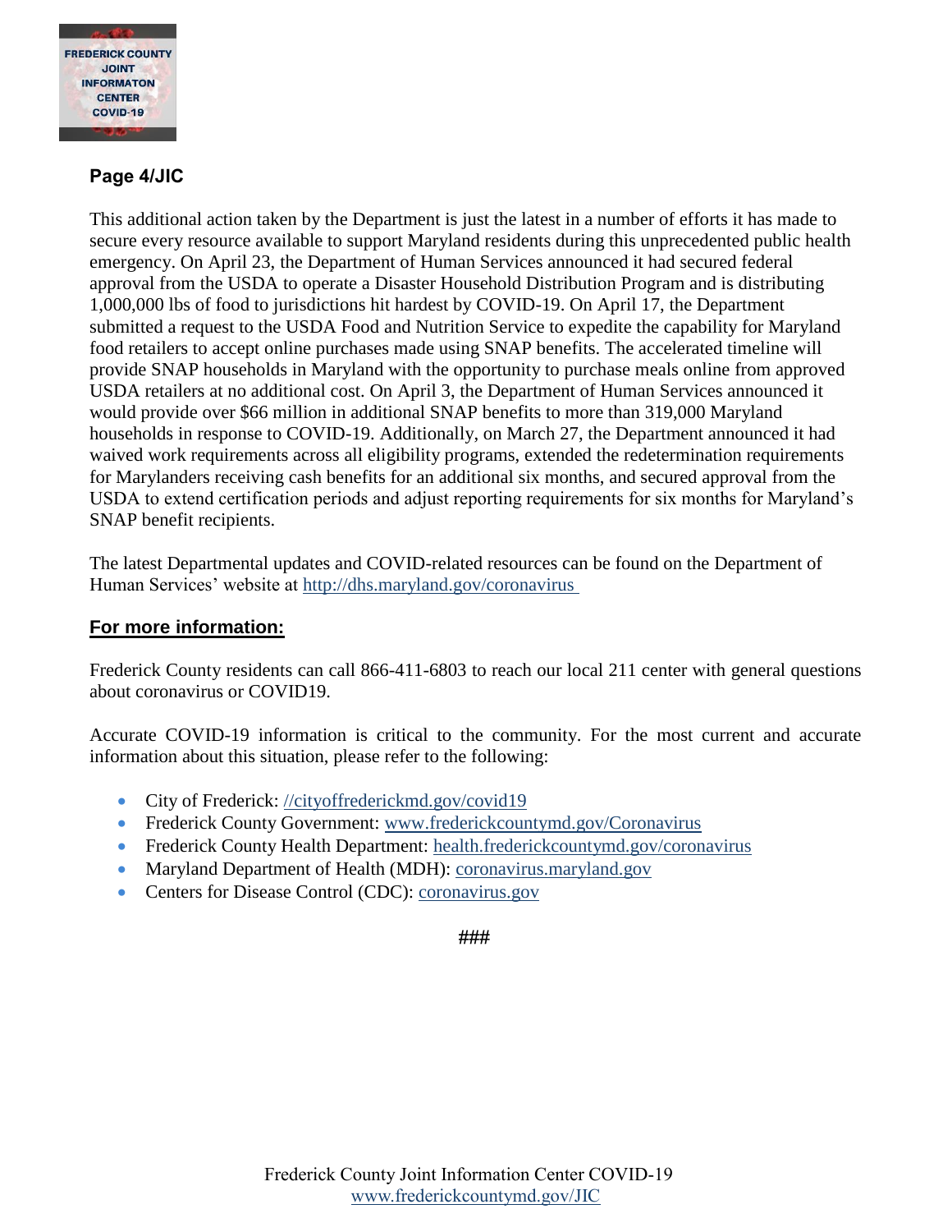This additional action taken by the Department is just the latest in a number of efforts it has made to secure every resource available to support Maryland residents during this unprecedented public health emergency. On April 23, the Department of Human Services announced it had secured federal approval from the USDA to operate a Disaster Household Distribution Program and is distributing 1,000,000 lbs of food to jurisdictions hit hardest by COVID-19. On April 17, the Department submitted a request to the USDA Food and Nutrition Service to expedite the capability for Maryland food retailers to accept online purchases made using SNAP benefits. The accelerated timeline will provide SNAP households in Maryland with the opportunity to purchase meals online from approved USDA retailers at no additional cost. On April 3, the Department of Human Services announced it would provide over $66 million in additional SNAP benefits to more than 319,000 Maryland households in response to COVID-19. Additionally, on March 27, the Department announced it had waived work requirements across all eligibility programs, extended the redetermination requirements for Marylanders receiving cash benefits for an additional six months, and secured approval from the USDA to extend certification periods and adjust reporting requirements for six months for Maryland's SNAP benefit recipients.

The latest Departmental updates and COVID-related resources can be found on the Department of Human Services' website at http://dhs.maryland.gov/coronavirus

## For more information:

Frederick County residents can call 866-411-6803 to reach our local 211 center with general questions about coronavirus or COVID19.

Accurate COVID-19 information is critical to the community. For the most current and accurate information about this situation, please refer to the following:

- City of Frederick: //cityoffrederickmd.gov/covid19
- Frederick County Government: www.frederickcountymd.gov/Coronavirus
- Frederick County Health Department: health.frederickcountymd.gov/coronavirus
- Maryland Department of Health (MDH): coronavirus.maryland.gov
- Centers for Disease Control (CDC): coronavirus.gov

###